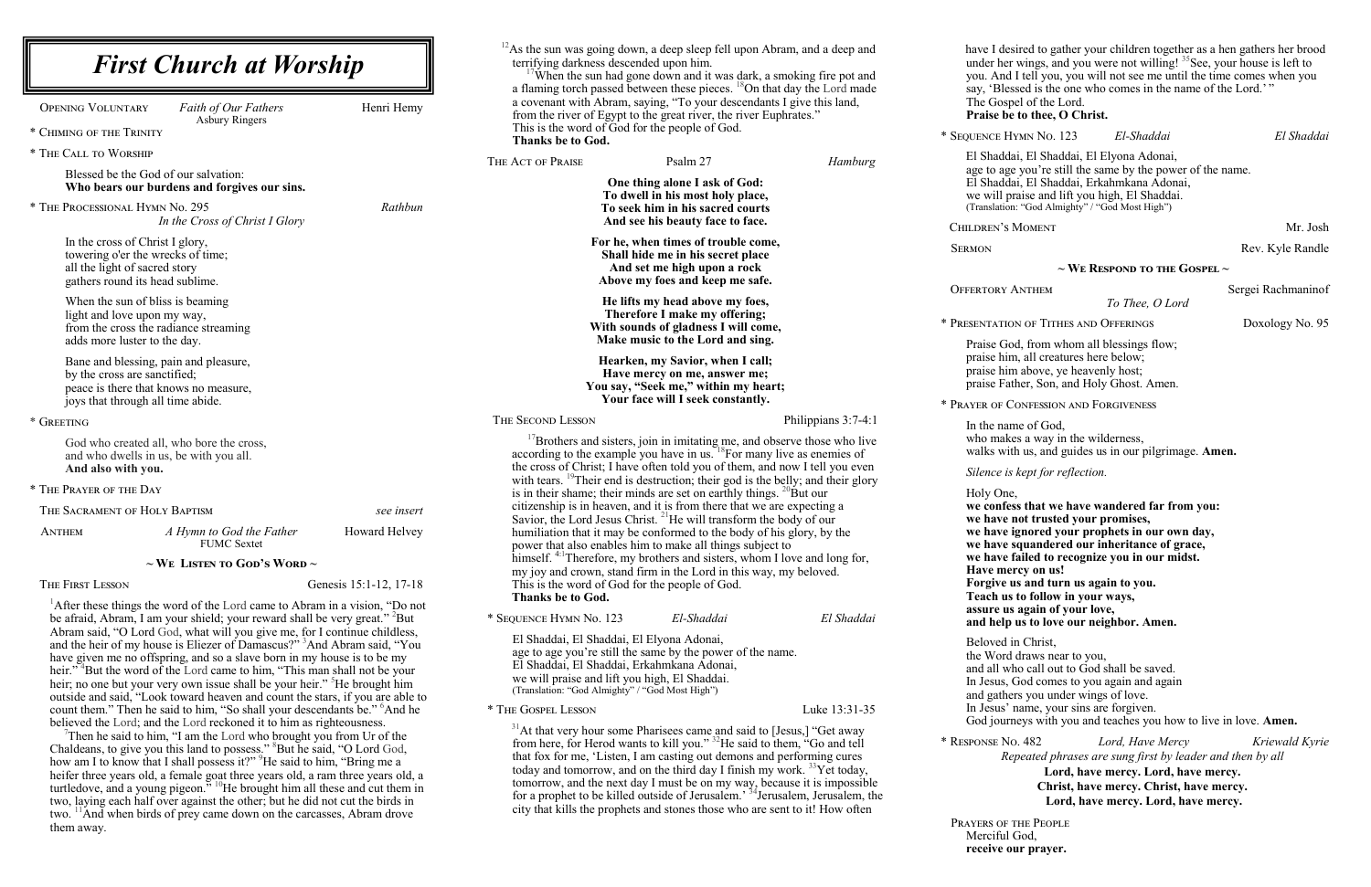# First Church at Worship

Opening Voluntary — *Faith of Our Fathers* — Henri Hemy
Asbury Ringers

\* Chiming of the Trinity

\* The Call to Worship

Blessed be the God of our salvation:
**Who bears our burdens and forgives our sins.**

\* The Processional Hymn No. 295 — *In the Cross of Christ I Glory* — Rathbun

In the cross of Christ I glory,
towering o'er the wrecks of time;
all the light of sacred story
gathers round its head sublime.

When the sun of bliss is beaming
light and love upon my way,
from the cross the radiance streaming
adds more luster to the day.

Bane and blessing, pain and pleasure,
by the cross are sanctified;
peace is there that knows no measure,
joys that through all time abide.

\* Greeting

God who created all, who bore the cross,
and who dwells in us, be with you all.
**And also with you.**

\* The Prayer of the Day

The Sacrament of Holy Baptism — *see insert*

Anthem — *A Hymn to God the Father* — Howard Helvey
FUMC Sextet

## ~ We Listen to God's Word ~

The First Lesson — Genesis 15:1-12, 17-18

[1]After these things the word of the Lord came to Abram in a vision, "Do not be afraid, Abram, I am your shield; your reward shall be very great." [2]But Abram said, "O Lord God, what will you give me, for I continue childless, and the heir of my house is Eliezer of Damascus?" [3]And Abram said, "You have given me no offspring, and so a slave born in my house is to be my heir." [4]But the word of the Lord came to him, "This man shall not be your heir; no one but your very own issue shall be your heir." [5]He brought him outside and said, "Look toward heaven and count the stars, if you are able to count them." Then he said to him, "So shall your descendants be." [6]And he believed the Lord; and the Lord reckoned it to him as righteousness.

[7]Then he said to him, "I am the Lord who brought you from Ur of the Chaldeans, to give you this land to possess." [8]But he said, "O Lord God, how am I to know that I shall possess it?" [9]He said to him, "Bring me a heifer three years old, a female goat three years old, a ram three years old, a turtledove, and a young pigeon." [10]He brought him all these and cut them in two, laying each half over against the other; but he did not cut the birds in two. [11]And when birds of prey came down on the carcasses, Abram drove them away.

[12]As the sun was going down, a deep sleep fell upon Abram, and a deep and terrifying darkness descended upon him.

[17]When the sun had gone down and it was dark, a smoking fire pot and a flaming torch passed between these pieces. [18]On that day the Lord made a covenant with Abram, saying, "To your descendants I give this land, from the river of Egypt to the great river, the river Euphrates."
This is the word of God for the people of God.
**Thanks be to God.**

The Act of Praise — Psalm 27 — *Hamburg*

**One thing alone I ask of God:**
**To dwell in his most holy place,**
**To seek him in his sacred courts**
**And see his beauty face to face.**

**For he, when times of trouble come,**
**Shall hide me in his secret place**
**And set me high upon a rock**
**Above my foes and keep me safe.**

**He lifts my head above my foes,**
**Therefore I make my offering;**
**With sounds of gladness I will come,**
**Make music to the Lord and sing.**

**Hearken, my Savior, when I call;**
**Have mercy on me, answer me;**
**You say, "Seek me," within my heart;**
**Your face will I seek constantly.**

The Second Lesson — Philippians 3:7-4:1

[17]Brothers and sisters, join in imitating me, and observe those who live according to the example you have in us. [18]For many live as enemies of the cross of Christ; I have often told you of them, and now I tell you even with tears. [19]Their end is destruction; their god is the belly; and their glory is in their shame; their minds are set on earthly things. [20]But our citizenship is in heaven, and it is from there that we are expecting a Savior, the Lord Jesus Christ. [21]He will transform the body of our humiliation that it may be conformed to the body of his glory, by the power that also enables him to make all things subject to himself. [4:1]Therefore, my brothers and sisters, whom I love and long for, my joy and crown, stand firm in the Lord in this way, my beloved.
This is the word of God for the people of God.
**Thanks be to God.**

\* Sequence Hymn No. 123 — *El-Shaddai* — *El Shaddai*

El Shaddai, El Shaddai, El Elyona Adonai,
age to age you're still the same by the power of the name.
El Shaddai, El Shaddai, Erkahmkana Adonai,
we will praise and lift you high, El Shaddai.
(Translation: "God Almighty" / "God Most High")

\* The Gospel Lesson — Luke 13:31-35

[31]At that very hour some Pharisees came and said to [Jesus,] "Get away from here, for Herod wants to kill you." [32]He said to them, "Go and tell that fox for me, 'Listen, I am casting out demons and performing cures today and tomorrow, and on the third day I finish my work. [33]Yet today, tomorrow, and the next day I must be on my way, because it is impossible for a prophet to be killed outside of Jerusalem.' [34]Jerusalem, Jerusalem, the city that kills the prophets and stones those who are sent to it! How often have I desired to gather your children together as a hen gathers her brood under her wings, and you were not willing! [35]See, your house is left to you. And I tell you, you will not see me until the time comes when you say, 'Blessed is the one who comes in the name of the Lord.' "
The Gospel of the Lord.
**Praise be to thee, O Christ.**

\* Sequence Hymn No. 123 — *El-Shaddai* — *El Shaddai*

El Shaddai, El Shaddai, El Elyona Adonai,
age to age you're still the same by the power of the name.
El Shaddai, El Shaddai, Erkahmkana Adonai,
we will praise and lift you high, El Shaddai.
(Translation: "God Almighty" / "God Most High")

Children's Moment — Mr. Josh

Sermon — Rev. Kyle Randle

## ~ We Respond to the Gospel ~

Offertory Anthem — *To Thee, O Lord* — Sergei Rachmaninof

\* Presentation of Tithes and Offerings — Doxology No. 95

Praise God, from whom all blessings flow;
praise him, all creatures here below;
praise him above, ye heavenly host;
praise Father, Son, and Holy Ghost. Amen.

\* Prayer of Confession and Forgiveness

In the name of God,
who makes a way in the wilderness,
walks with us, and guides us in our pilgrimage. **Amen.**

*Silence is kept for reflection.*

Holy One,
**we confess that we have wandered far from you:**
**we have not trusted your promises,**
**we have ignored your prophets in our own day,**
**we have squandered our inheritance of grace,**
**we have failed to recognize you in our midst.**
**Have mercy on us!**
**Forgive us and turn us again to you.**
**Teach us to follow in your ways,**
**assure us again of your love,**
**and help us to love our neighbor. Amen.**

Beloved in Christ,
the Word draws near to you,
and all who call out to God shall be saved.
In Jesus, God comes to you again and again
and gathers you under wings of love.
In Jesus' name, your sins are forgiven.
God journeys with you and teaches you how to live in love. **Amen.**

\* Response No. 482 — *Lord, Have Mercy* — Kriewald Kyrie
*Repeated phrases are sung first by leader and then by all*

**Lord, have mercy. Lord, have mercy.**
**Christ, have mercy. Christ, have mercy.**
**Lord, have mercy. Lord, have mercy.**

Prayers of the People
Merciful God,
**receive our prayer.**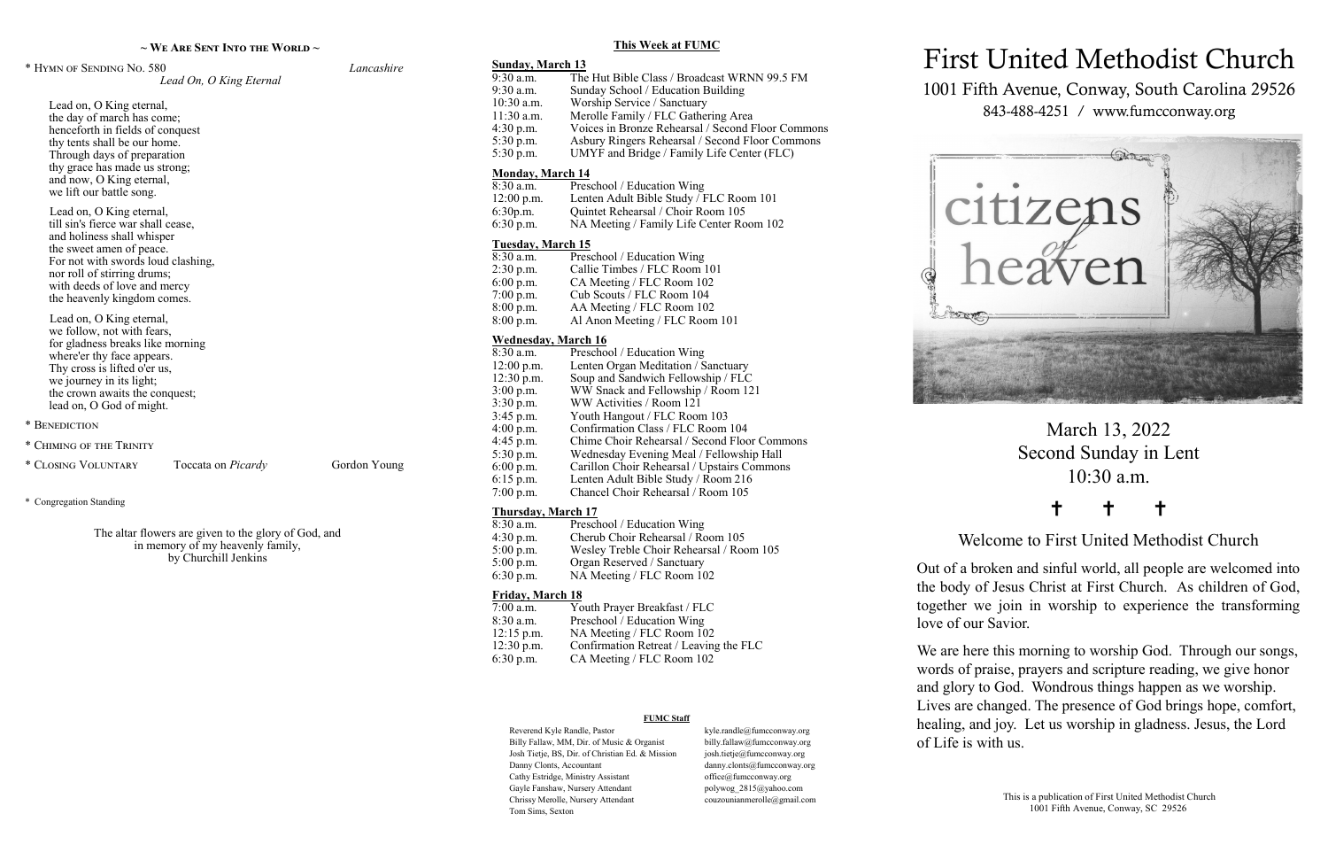## ~ We Are Sent Into the World ~

\* Hymn of Sending No. 580 — *Lancashire*
*Lead On, O King Eternal*

Lead on, O King eternal,
the day of march has come;
henceforth in fields of conquest
thy tents shall be our home.
Through days of preparation
thy grace has made us strong;
and now, O King eternal,
we lift our battle song.

Lead on, O King eternal,
till sin's fierce war shall cease,
and holiness shall whisper
the sweet amen of peace.
For not with swords loud clashing,
nor roll of stirring drums;
with deeds of love and mercy
the heavenly kingdom comes.

Lead on, O King eternal,
we follow, not with fears,
for gladness breaks like morning
where'er thy face appears.
Thy cross is lifted o'er us,
we journey in its light;
the crown awaits the conquest;
lead on, O God of might.

\* Benediction

\* Chiming of the Trinity

\* Closing Voluntary — Toccata on *Picardy* — Gordon Young

\* Congregation Standing

The altar flowers are given to the glory of God, and in memory of my heavenly family, by Churchill Jenkins

## This Week at FUMC

**Sunday, March 13**

| | |
|---|---|
| 9:30 a.m. | The Hut Bible Class / Broadcast WRNN 99.5 FM |
| 9:30 a.m. | Sunday School / Education Building |
| 10:30 a.m. | Worship Service / Sanctuary |
| 11:30 a.m. | Merolle Family / FLC Gathering Area |
| 4:30 p.m. | Voices in Bronze Rehearsal / Second Floor Commons |
| 5:30 p.m. | Asbury Ringers Rehearsal / Second Floor Commons |
| 5:30 p.m. | UMYF and Bridge / Family Life Center (FLC) |

**Monday, March 14**

| | |
|---|---|
| 8:30 a.m. | Preschool / Education Wing |
| 12:00 p.m. | Lenten Adult Bible Study / FLC Room 101 |
| 6:30p.m. | Quintet Rehearsal / Choir Room 105 |
| 6:30 p.m. | NA Meeting / Family Life Center Room 102 |

**Tuesday, March 15**

| | |
|---|---|
| 8:30 a.m. | Preschool / Education Wing |
| 2:30 p.m. | Callie Timbes / FLC Room 101 |
| 6:00 p.m. | CA Meeting / FLC Room 102 |
| 7:00 p.m. | Cub Scouts / FLC Room 104 |
| 8:00 p.m. | AA Meeting / FLC Room 102 |
| 8:00 p.m. | Al Anon Meeting / FLC Room 101 |

**Wednesday, March 16**

| | |
|---|---|
| 8:30 a.m. | Preschool / Education Wing |
| 12:00 p.m. | Lenten Organ Meditation / Sanctuary |
| 12:30 p.m. | Soup and Sandwich Fellowship / FLC |
| 3:00 p.m. | WW Snack and Fellowship / Room 121 |
| 3:30 p.m. | WW Activities / Room 121 |
| 3:45 p.m. | Youth Hangout / FLC Room 103 |
| 4:00 p.m. | Confirmation Class / FLC Room 104 |
| 4:45 p.m. | Chime Choir Rehearsal / Second Floor Commons |
| 5:30 p.m. | Wednesday Evening Meal / Fellowship Hall |
| 6:00 p.m. | Carillon Choir Rehearsal / Upstairs Commons |
| 6:15 p.m. | Lenten Adult Bible Study / Room 216 |
| 7:00 p.m. | Chancel Choir Rehearsal / Room 105 |

**Thursday, March 17**

| | |
|---|---|
| 8:30 a.m. | Preschool / Education Wing |
| 4:30 p.m. | Cherub Choir Rehearsal / Room 105 |
| 5:00 p.m. | Wesley Treble Choir Rehearsal / Room 105 |
| 5:00 p.m. | Organ Reserved / Sanctuary |
| 6:30 p.m. | NA Meeting / FLC Room 102 |

**Friday, March 18**

| | |
|---|---|
| 7:00 a.m. | Youth Prayer Breakfast / FLC |
| 8:30 a.m. | Preschool / Education Wing |
| 12:15 p.m. | NA Meeting / FLC Room 102 |
| 12:30 p.m. | Confirmation Retreat / Leaving the FLC |
| 6:30 p.m. | CA Meeting / FLC Room 102 |

**FUMC Staff**

| | |
|---|---|
| Reverend Kyle Randle, Pastor | kyle.randle@fumcconway.org |
| Billy Fallaw, MM, Dir. of Music & Organist | billy.fallaw@fumcconway.org |
| Josh Tietje, BS, Dir. of Christian Ed. & Mission | josh.tietje@fumcconway.org |
| Danny Clonts, Accountant | danny.clonts@fumcconway.org |
| Cathy Estridge, Ministry Assistant | office@fumcconway.org |
| Gayle Fanshaw, Nursery Attendant | polywog_2815@yahoo.com |
| Chrissy Merolle, Nursery Attendant | couzounianmerolle@gmail.com |
| Tom Sims, Sexton | |

# First United Methodist Church

1001 Fifth Avenue, Conway, South Carolina 29526
843-488-4251 / www.fumcconway.org

citizens of heaven

March 13, 2022
Second Sunday in Lent
10:30 a.m.

✝ ✝ ✝

## Welcome to First United Methodist Church

Out of a broken and sinful world, all people are welcomed into the body of Jesus Christ at First Church. As children of God, together we join in worship to experience the transforming love of our Savior.

We are here this morning to worship God. Through our songs, words of praise, prayers and scripture reading, we give honor and glory to God. Wondrous things happen as we worship. Lives are changed. The presence of God brings hope, comfort, healing, and joy. Let us worship in gladness. Jesus, the Lord of Life is with us.

This is a publication of First United Methodist Church
1001 Fifth Avenue, Conway, SC 29526